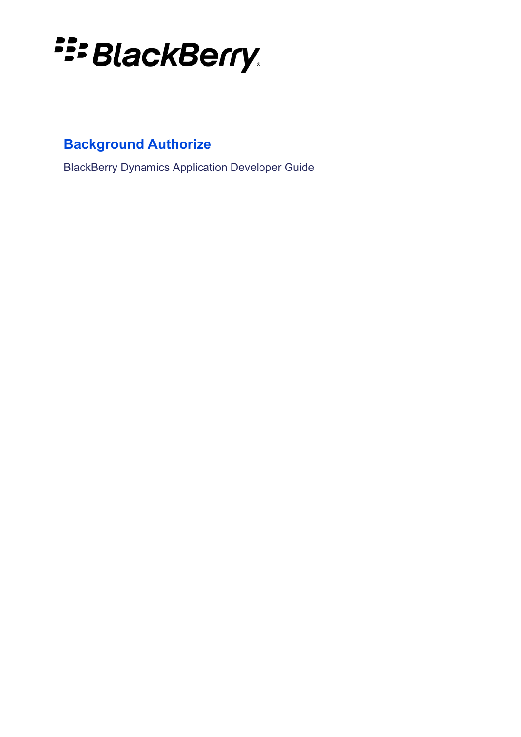# Background Authorize

BlackBerry Dynamics Application Developer Guide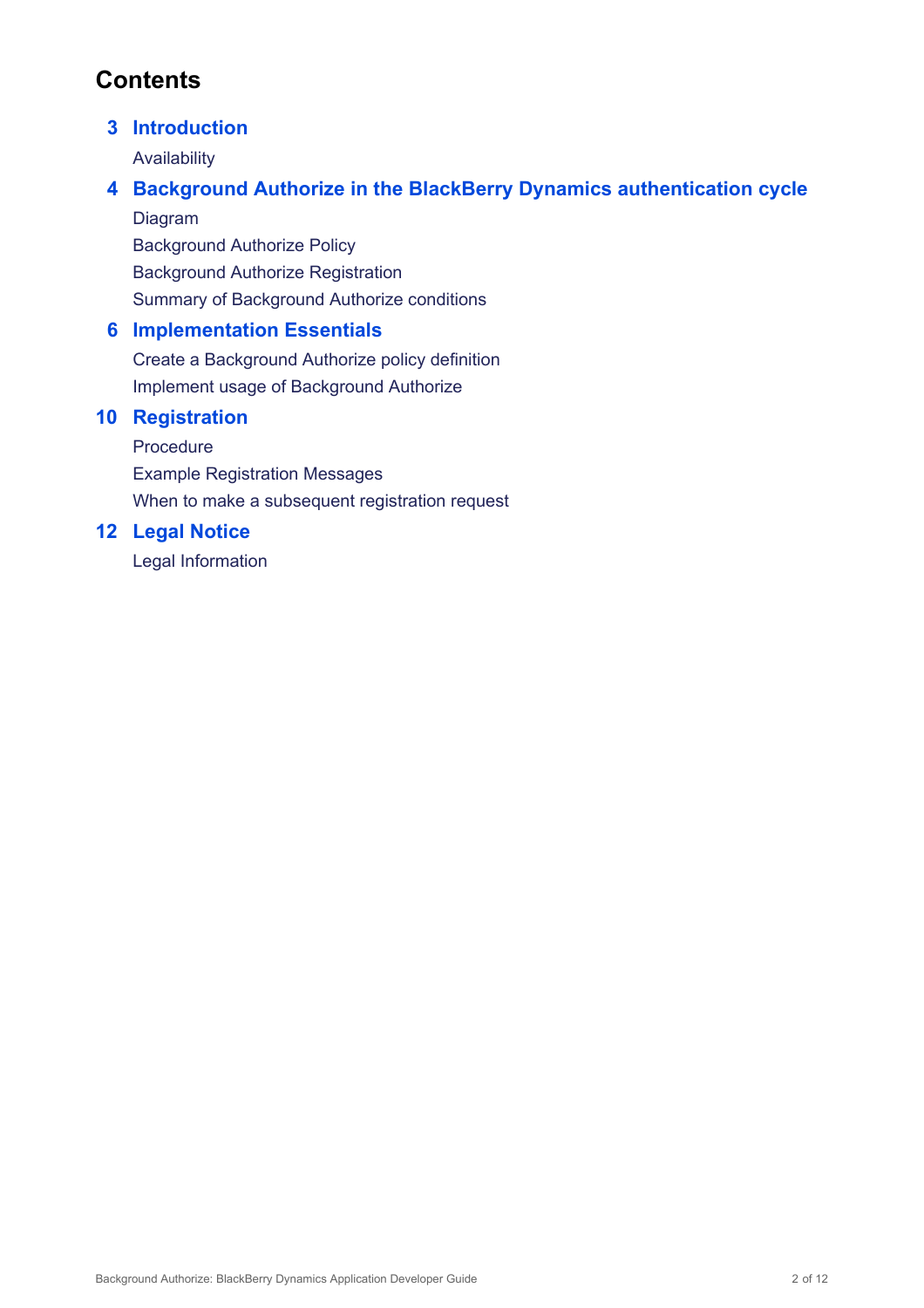# Contents

**3 Introduction**

- Availability

**4 Background Authorize in the BlackBerry Dynamics authentication cycle**

- Diagram
- Background Authorize Policy
- Background Authorize Registration
- Summary of Background Authorize conditions

**6 Implementation Essentials**

- Create a Background Authorize policy definition
- Implement usage of Background Authorize

**10 Registration**

- Procedure
- Example Registration Messages
- When to make a subsequent registration request

**12 Legal Notice**

- Legal Information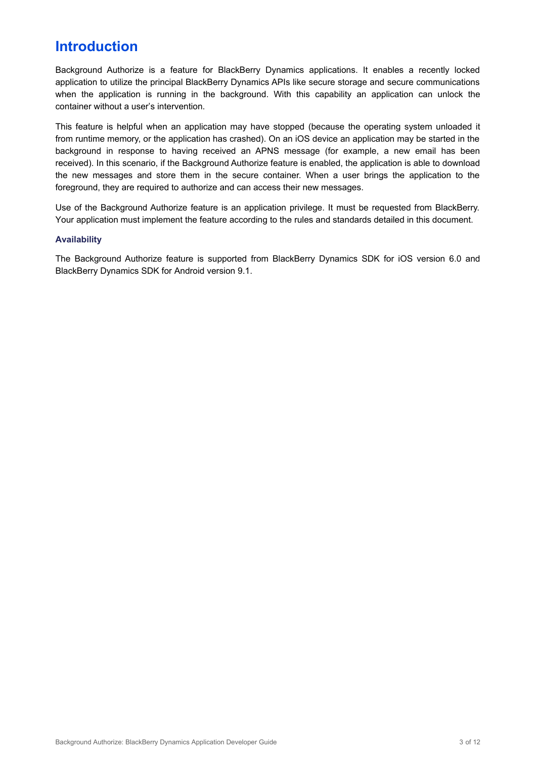# Introduction

Background Authorize is a feature for BlackBerry Dynamics applications. It enables a recently locked application to utilize the principal BlackBerry Dynamics APIs like secure storage and secure communications when the application is running in the background. With this capability an application can unlock the container without a user's intervention.

This feature is helpful when an application may have stopped (because the operating system unloaded it from runtime memory, or the application has crashed). On an iOS device an application may be started in the background in response to having received an APNS message (for example, a new email has been received). In this scenario, if the Background Authorize feature is enabled, the application is able to download the new messages and store them in the secure container. When a user brings the application to the foreground, they are required to authorize and can access their new messages.

Use of the Background Authorize feature is an application privilege. It must be requested from BlackBerry. Your application must implement the feature according to the rules and standards detailed in this document.

### Availability

The Background Authorize feature is supported from BlackBerry Dynamics SDK for iOS version 6.0 and BlackBerry Dynamics SDK for Android version 9.1.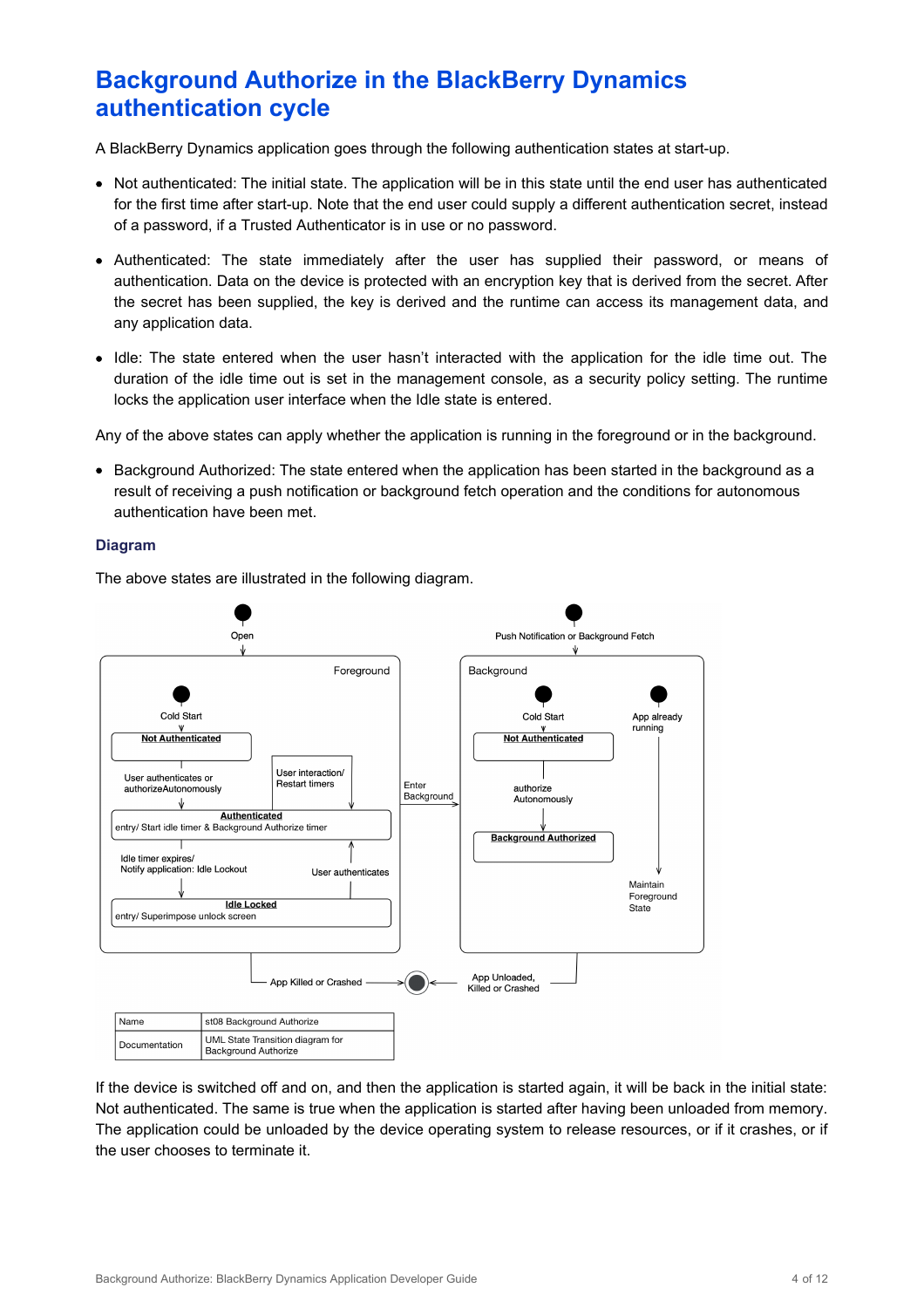# Background Authorize in the BlackBerry Dynamics authentication cycle

A BlackBerry Dynamics application goes through the following authentication states at start-up.

- Not authenticated: The initial state. The application will be in this state until the end user has authenticated for the first time after start-up. Note that the end user could supply a different authentication secret, instead of a password, if a Trusted Authenticator is in use or no password.
- Authenticated: The state immediately after the user has supplied their password, or means of authentication. Data on the device is protected with an encryption key that is derived from the secret. After the secret has been supplied, the key is derived and the runtime can access its management data, and any application data.
- Idle: The state entered when the user hasn't interacted with the application for the idle time out. The duration of the idle time out is set in the management console, as a security policy setting. The runtime locks the application user interface when the Idle state is entered.

Any of the above states can apply whether the application is running in the foreground or in the background.

- Background Authorized: The state entered when the application has been started in the background as a result of receiving a push notification or background fetch operation and the conditions for autonomous authentication have been met.

### Diagram

The above states are illustrated in the following diagram.

Open

Foreground

Cold Start

**Not Authenticated**

User authenticates or authorizeAutonomously

User interaction/ Restart timers

**Authenticated**
entry/ Start idle timer & Background Authorize timer

Idle timer expires/ Notify application: Idle Lockout

User authenticates

**Idle Locked**
entry/ Superimpose unlock screen

Enter Background

Push Notification or Background Fetch

Background

Cold Start

**Not Authenticated**

authorize Autonomously

**Background Authorized**

App already running

Maintain Foreground State

App Killed or Crashed

App Unloaded, Killed or Crashed

| Name | st08 Background Authorize |
|---|---|
| Documentation | UML State Transition diagram for Background Authorize |

If the device is switched off and on, and then the application is started again, it will be back in the initial state: Not authenticated. The same is true when the application is started after having been unloaded from memory. The application could be unloaded by the device operating system to release resources, or if it crashes, or if the user chooses to terminate it.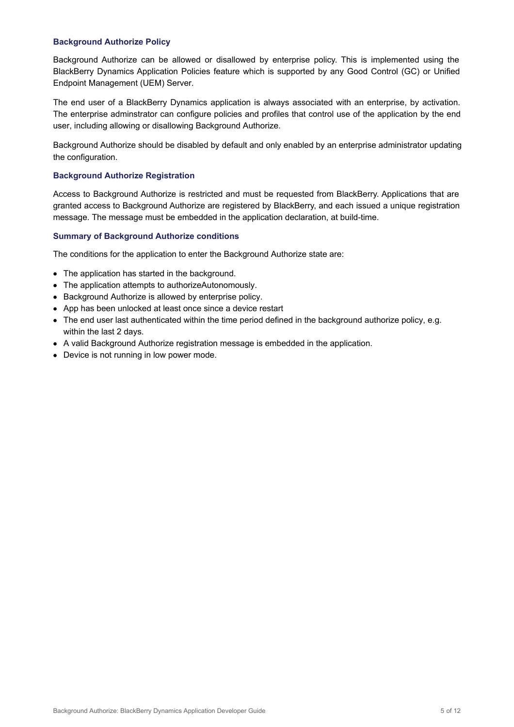### Background Authorize Policy

Background Authorize can be allowed or disallowed by enterprise policy. This is implemented using the BlackBerry Dynamics Application Policies feature which is supported by any Good Control (GC) or Unified Endpoint Management (UEM) Server.

The end user of a BlackBerry Dynamics application is always associated with an enterprise, by activation. The enterprise adminstrator can configure policies and profiles that control use of the application by the end user, including allowing or disallowing Background Authorize.

Background Authorize should be disabled by default and only enabled by an enterprise administrator updating the configuration.

### Background Authorize Registration

Access to Background Authorize is restricted and must be requested from BlackBerry. Applications that are granted access to Background Authorize are registered by BlackBerry, and each issued a unique registration message. The message must be embedded in the application declaration, at build-time.

### Summary of Background Authorize conditions

The conditions for the application to enter the Background Authorize state are:

- The application has started in the background.
- The application attempts to authorizeAutonomously.
- Background Authorize is allowed by enterprise policy.
- App has been unlocked at least once since a device restart
- The end user last authenticated within the time period defined in the background authorize policy, e.g. within the last 2 days.
- A valid Background Authorize registration message is embedded in the application.
- Device is not running in low power mode.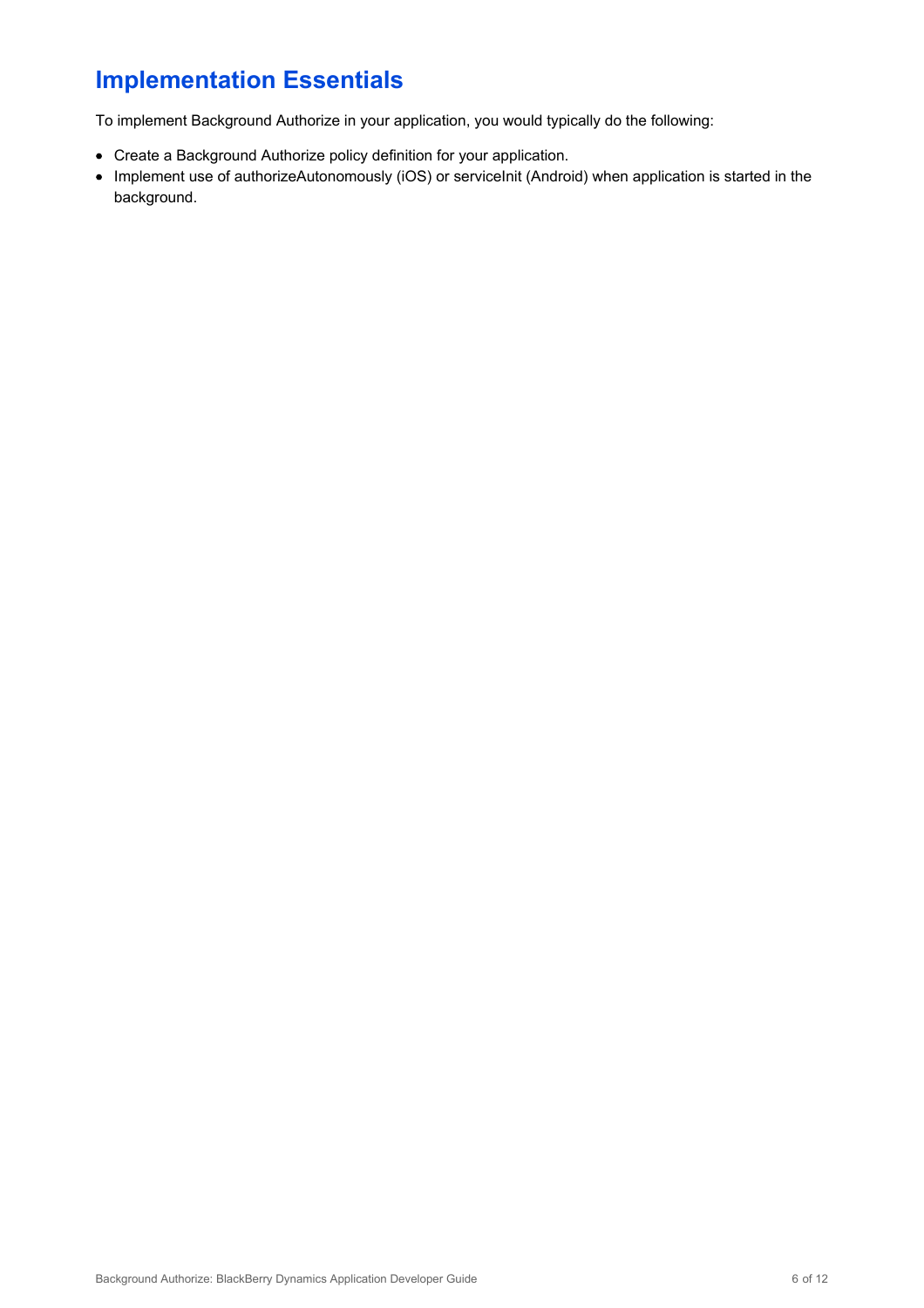# Implementation Essentials

To implement Background Authorize in your application, you would typically do the following:

- Create a Background Authorize policy definition for your application.
- Implement use of authorizeAutonomously (iOS) or serviceInit (Android) when application is started in the background.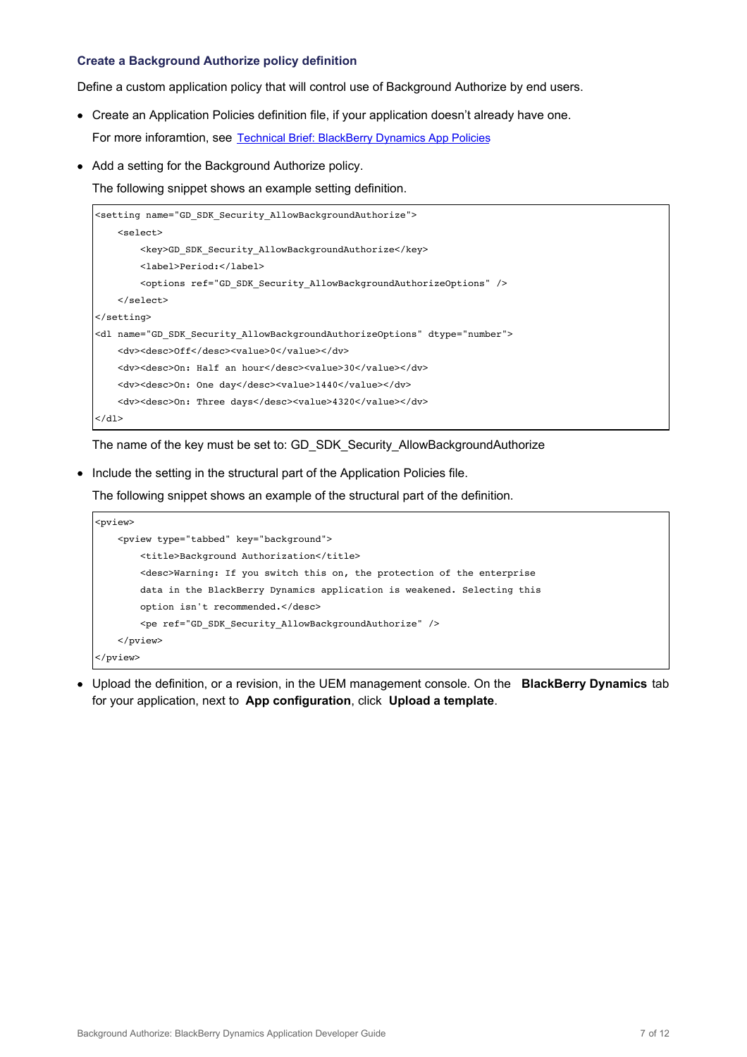### Create a Background Authorize policy definition

Define a custom application policy that will control use of Background Authorize by end users.

- Create an Application Policies definition file, if your application doesn't already have one.

  For more inforamtion, see [Technical Brief: BlackBerry Dynamics App Policies]()

- Add a setting for the Background Authorize policy.

  The following snippet shows an example setting definition.

```
<setting name="GD_SDK_Security_AllowBackgroundAuthorize">
    <select>
        <key>GD_SDK_Security_AllowBackgroundAuthorize</key>
        <label>Period:</label>
        <options ref="GD_SDK_Security_AllowBackgroundAuthorizeOptions" />
    </select>
</setting>
<dl name="GD_SDK_Security_AllowBackgroundAuthorizeOptions" dtype="number">
    <dv><desc>Off</desc><value>0</value></dv>
    <dv><desc>On: Half an hour</desc><value>30</value></dv>
    <dv><desc>On: One day</desc><value>1440</value></dv>
    <dv><desc>On: Three days</desc><value>4320</value></dv>
</dl>
```

  The name of the key must be set to: GD_SDK_Security_AllowBackgroundAuthorize

- Include the setting in the structural part of the Application Policies file.

  The following snippet shows an example of the structural part of the definition.

```
<pview>
    <pview type="tabbed" key="background">
        <title>Background Authorization</title>
        <desc>Warning: If you switch this on, the protection of the enterprise
        data in the BlackBerry Dynamics application is weakened. Selecting this
        option isn't recommended.</desc>
        <pe ref="GD_SDK_Security_AllowBackgroundAuthorize" />
    </pview>
</pview>
```

- Upload the definition, or a revision, in the UEM management console. On the **BlackBerry Dynamics** tab for your application, next to **App configuration**, click **Upload a template**.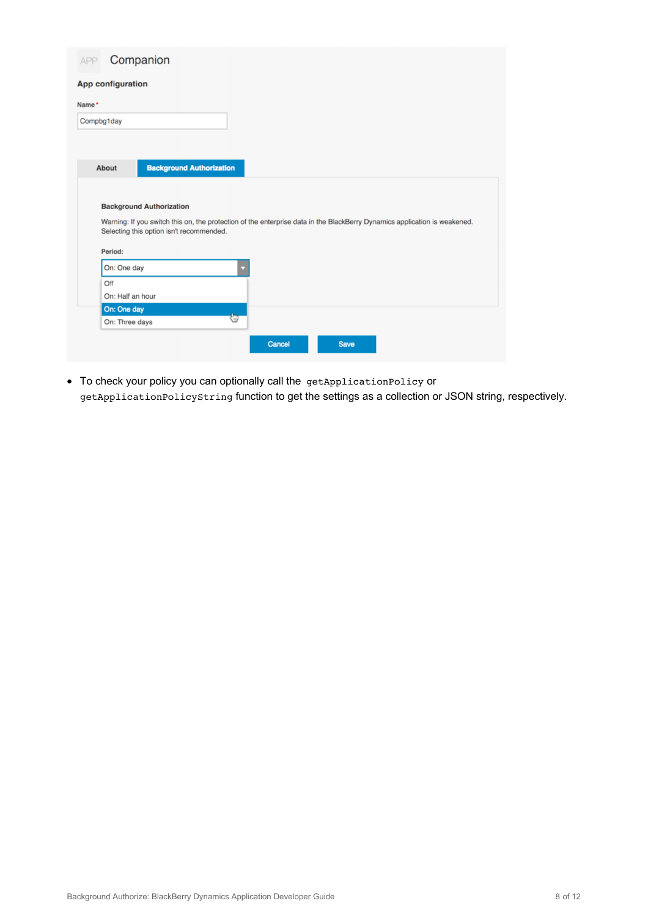APP Companion

**App configuration**

Name*

Compbg1day

About | **Background Authorization**

**Background Authorization**

Warning: If you switch this on, the protection of the enterprise data in the BlackBerry Dynamics application is weakened. Selecting this option isn't recommended.

**Period:**

On: One day

- Off
- On: Half an hour
- On: One day
- On: Three days

Cancel Save

- To check your policy you can optionally call the `getApplicationPolicy` or `getApplicationPolicyString` function to get the settings as a collection or JSON string, respectively.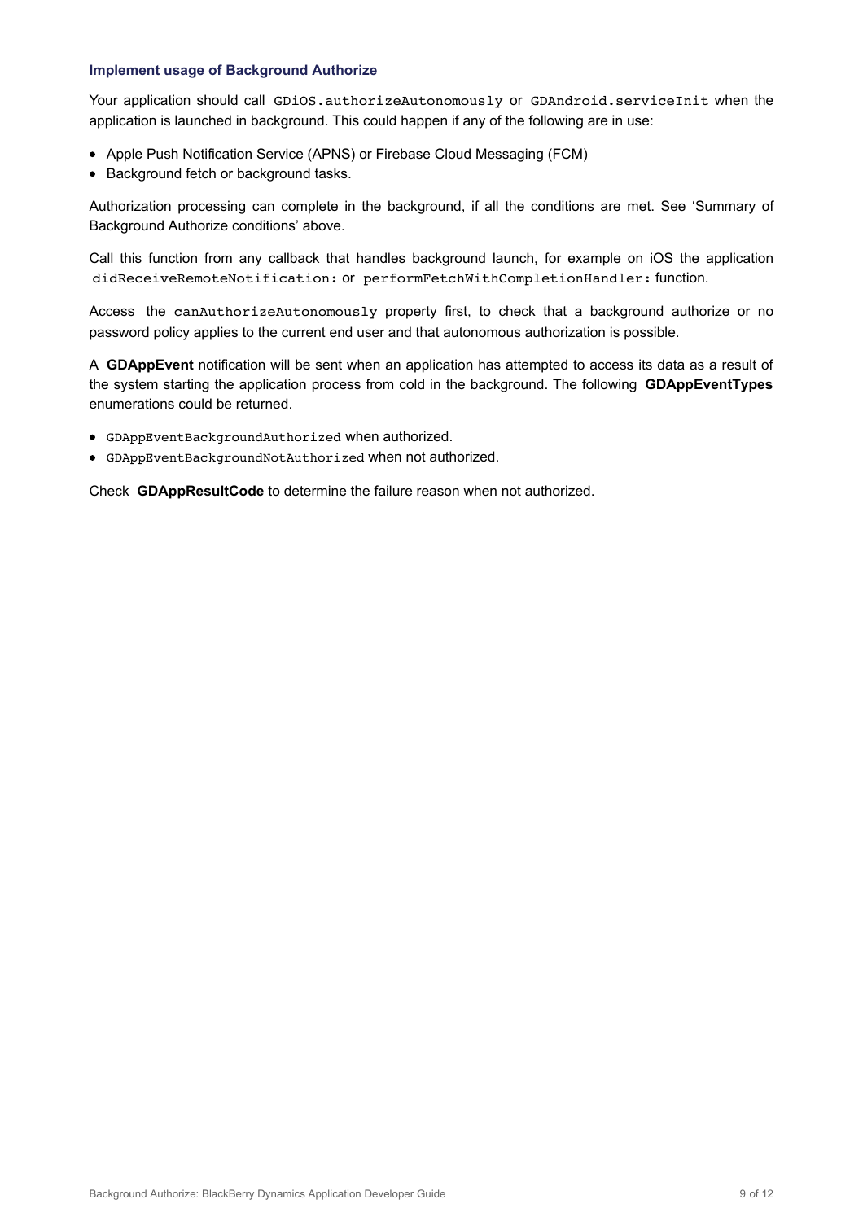### Implement usage of Background Authorize

Your application should call `GDiOS.authorizeAutonomously` or `GDAndroid.serviceInit` when the application is launched in background. This could happen if any of the following are in use:

- Apple Push Notification Service (APNS) or Firebase Cloud Messaging (FCM)
- Background fetch or background tasks.

Authorization processing can complete in the background, if all the conditions are met. See 'Summary of Background Authorize conditions' above.

Call this function from any callback that handles background launch, for example on iOS the application `didReceiveRemoteNotification:` or `performFetchWithCompletionHandler:` function.

Access the `canAuthorizeAutonomously` property first, to check that a background authorize or no password policy applies to the current end user and that autonomous authorization is possible.

A **GDAppEvent** notification will be sent when an application has attempted to access its data as a result of the system starting the application process from cold in the background. The following **GDAppEventTypes** enumerations could be returned.

- `GDAppEventBackgroundAuthorized` when authorized.
- `GDAppEventBackgroundNotAuthorized` when not authorized.

Check **GDAppResultCode** to determine the failure reason when not authorized.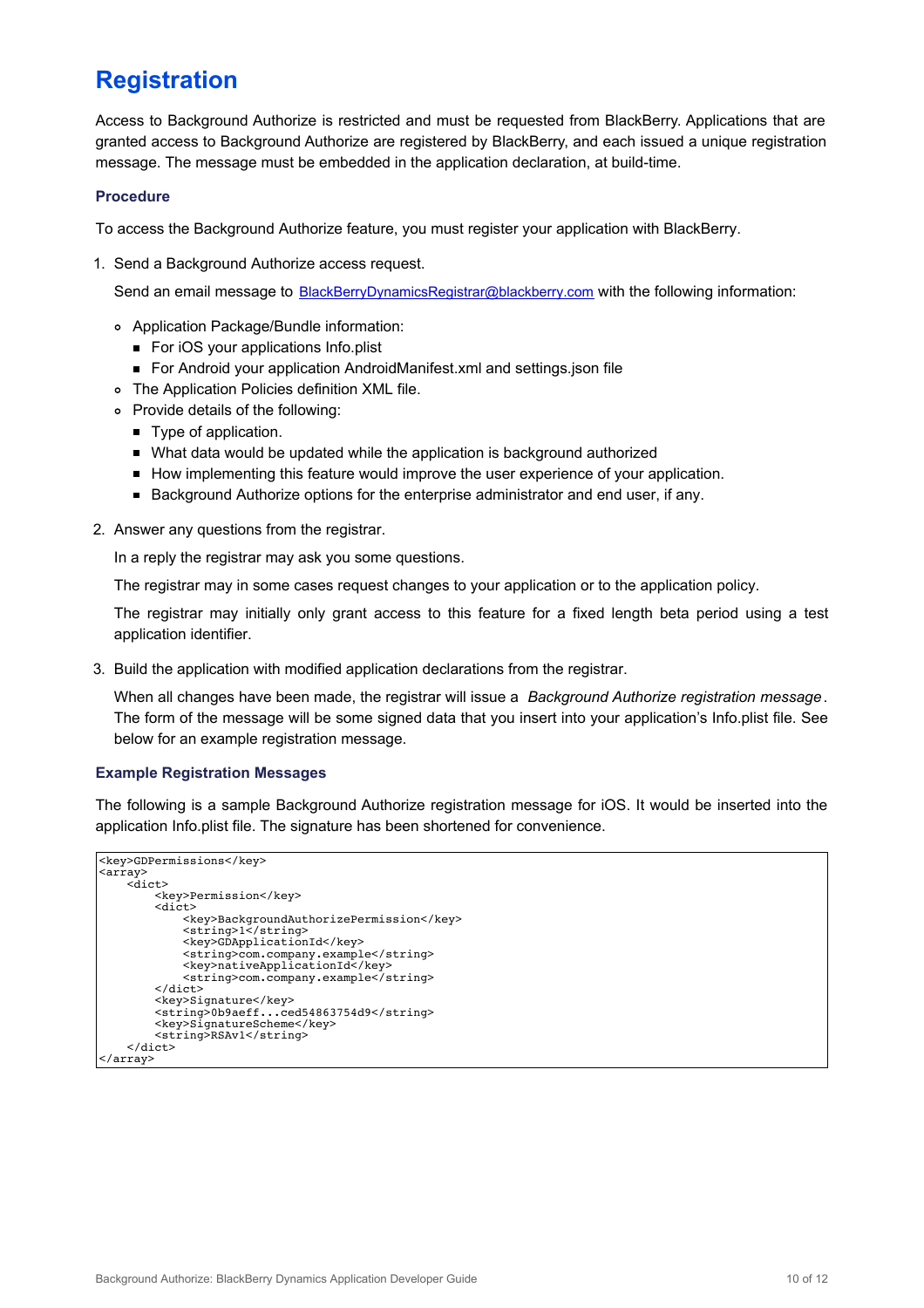# Registration

Access to Background Authorize is restricted and must be requested from BlackBerry. Applications that are granted access to Background Authorize are registered by BlackBerry, and each issued a unique registration message. The message must be embedded in the application declaration, at build-time.

### Procedure

To access the Background Authorize feature, you must register your application with BlackBerry.

1. Send a Background Authorize access request.

   Send an email message to [BlackBerryDynamicsRegistrar@blackberry.com](mailto:BlackBerryDynamicsRegistrar@blackberry.com) with the following information:

   - Application Package/Bundle information:
     - For iOS your applications Info.plist
     - For Android your application AndroidManifest.xml and settings.json file
   - The Application Policies definition XML file.
   - Provide details of the following:
     - Type of application.
     - What data would be updated while the application is background authorized
     - How implementing this feature would improve the user experience of your application.
     - Background Authorize options for the enterprise administrator and end user, if any.

2. Answer any questions from the registrar.

   In a reply the registrar may ask you some questions.

   The registrar may in some cases request changes to your application or to the application policy.

   The registrar may initially only grant access to this feature for a fixed length beta period using a test application identifier.

3. Build the application with modified application declarations from the registrar.

   When all changes have been made, the registrar will issue a *Background Authorize registration message*. The form of the message will be some signed data that you insert into your application's Info.plist file. See below for an example registration message.

### Example Registration Messages

The following is a sample Background Authorize registration message for iOS. It would be inserted into the application Info.plist file. The signature has been shortened for convenience.

```
<key>GDPermissions</key>
<array>
    <dict>
        <key>Permission</key>
        <dict>
            <key>BackgroundAuthorizePermission</key>
            <string>1</string>
            <key>GDApplicationId</key>
            <string>com.company.example</string>
            <key>nativeApplicationId</key>
            <string>com.company.example</string>
        </dict>
        <key>Signature</key>
        <string>0b9aeff...ced54863754d9</string>
        <key>SignatureScheme</key>
        <string>RSAv1</string>
    </dict>
</array>
```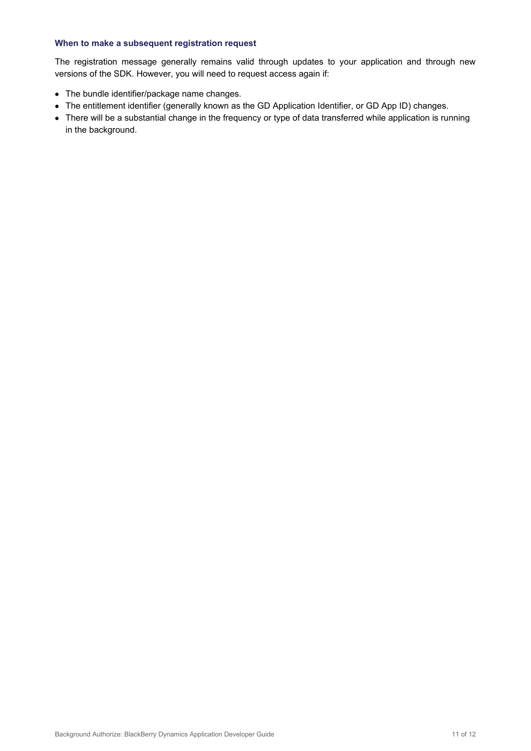### When to make a subsequent registration request

The registration message generally remains valid through updates to your application and through new versions of the SDK. However, you will need to request access again if:

- The bundle identifier/package name changes.
- The entitlement identifier (generally known as the GD Application Identifier, or GD App ID) changes.
- There will be a substantial change in the frequency or type of data transferred while application is running in the background.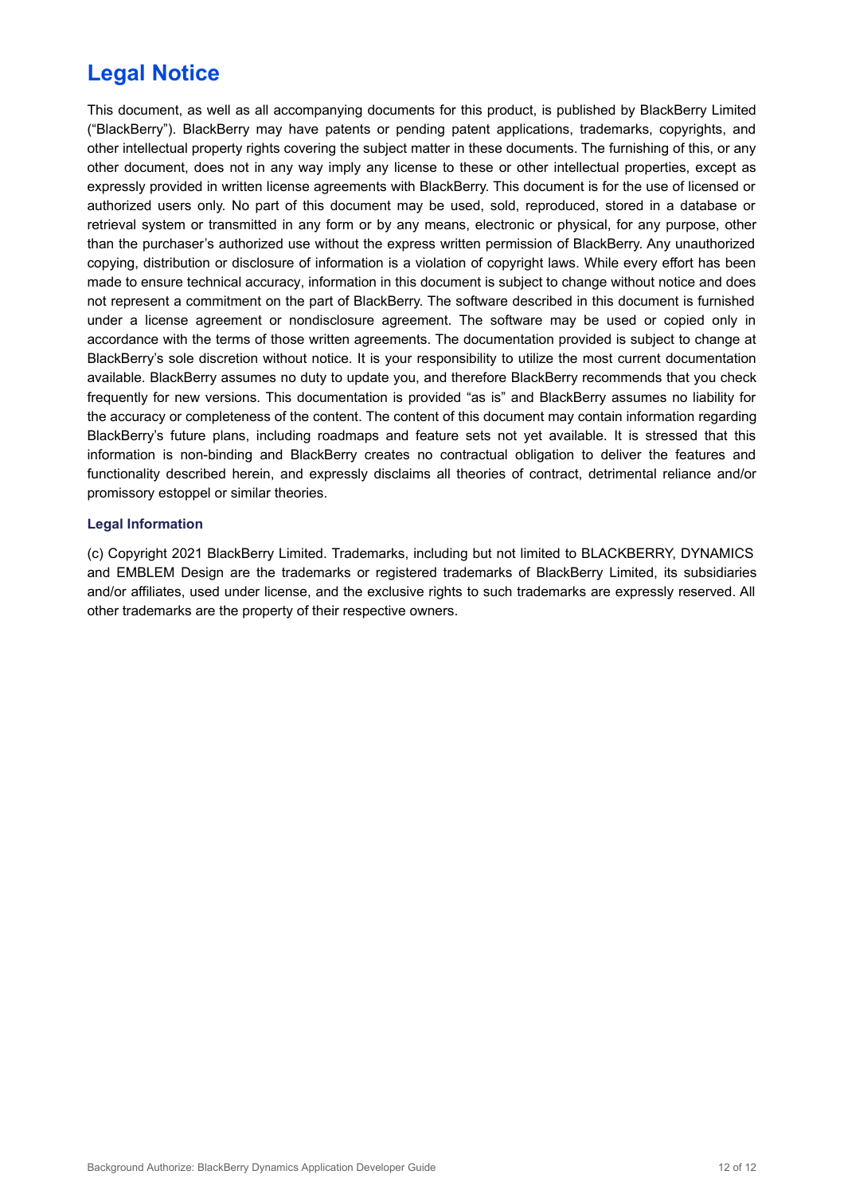# Legal Notice

This document, as well as all accompanying documents for this product, is published by BlackBerry Limited ("BlackBerry"). BlackBerry may have patents or pending patent applications, trademarks, copyrights, and other intellectual property rights covering the subject matter in these documents. The furnishing of this, or any other document, does not in any way imply any license to these or other intellectual properties, except as expressly provided in written license agreements with BlackBerry. This document is for the use of licensed or authorized users only. No part of this document may be used, sold, reproduced, stored in a database or retrieval system or transmitted in any form or by any means, electronic or physical, for any purpose, other than the purchaser's authorized use without the express written permission of BlackBerry. Any unauthorized copying, distribution or disclosure of information is a violation of copyright laws. While every effort has been made to ensure technical accuracy, information in this document is subject to change without notice and does not represent a commitment on the part of BlackBerry. The software described in this document is furnished under a license agreement or nondisclosure agreement. The software may be used or copied only in accordance with the terms of those written agreements. The documentation provided is subject to change at BlackBerry's sole discretion without notice. It is your responsibility to utilize the most current documentation available. BlackBerry assumes no duty to update you, and therefore BlackBerry recommends that you check frequently for new versions. This documentation is provided "as is" and BlackBerry assumes no liability for the accuracy or completeness of the content. The content of this document may contain information regarding BlackBerry's future plans, including roadmaps and feature sets not yet available. It is stressed that this information is non-binding and BlackBerry creates no contractual obligation to deliver the features and functionality described herein, and expressly disclaims all theories of contract, detrimental reliance and/or promissory estoppel or similar theories.

### Legal Information

(c) Copyright 2021 BlackBerry Limited. Trademarks, including but not limited to BLACKBERRY, DYNAMICS and EMBLEM Design are the trademarks or registered trademarks of BlackBerry Limited, its subsidiaries and/or affiliates, used under license, and the exclusive rights to such trademarks are expressly reserved. All other trademarks are the property of their respective owners.